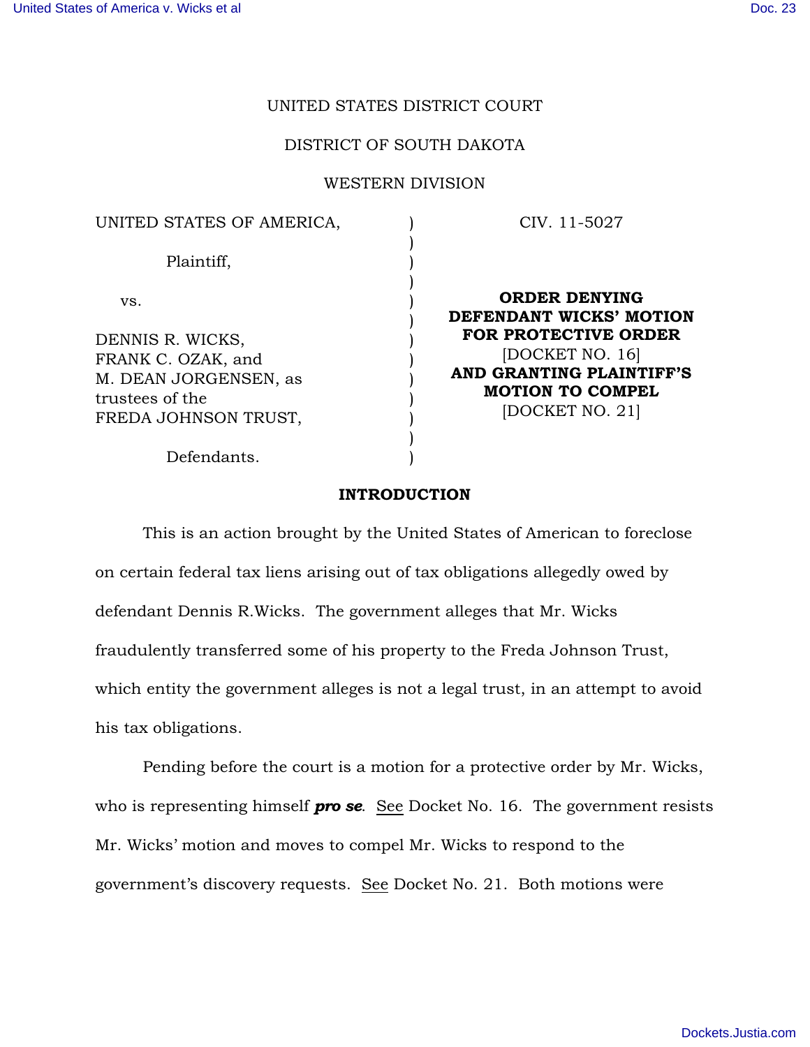UNITED STATES DISTRICT COURT

DISTRICT OF SOUTH DAKOTA

WESTERN DIVISION

| | | |
|---|---|---|
| UNITED STATES OF AMERICA,<br><br>Plaintiff,<br><br>vs.<br><br>DENNIS R. WICKS,<br>FRANK C. OZAK, and<br>M. DEAN JORGENSEN, as<br>trustees of the<br>FREDA JOHNSON TRUST,<br><br>Defendants. | ) | CIV. 11-5027<br><br>**ORDER DENYING DEFENDANT WICKS' MOTION FOR PROTECTIVE ORDER**<br>[DOCKET NO. 16]<br>**AND GRANTING PLAINTIFF'S MOTION TO COMPEL**<br>[DOCKET NO. 21] |

## INTRODUCTION

This is an action brought by the United States of American to foreclose on certain federal tax liens arising out of tax obligations allegedly owed by defendant Dennis R.Wicks. The government alleges that Mr. Wicks fraudulently transferred some of his property to the Freda Johnson Trust, which entity the government alleges is not a legal trust, in an attempt to avoid his tax obligations.

Pending before the court is a motion for a protective order by Mr. Wicks, who is representing himself ***pro se***. See Docket No. 16. The government resists Mr. Wicks' motion and moves to compel Mr. Wicks to respond to the government's discovery requests. See Docket No. 21. Both motions were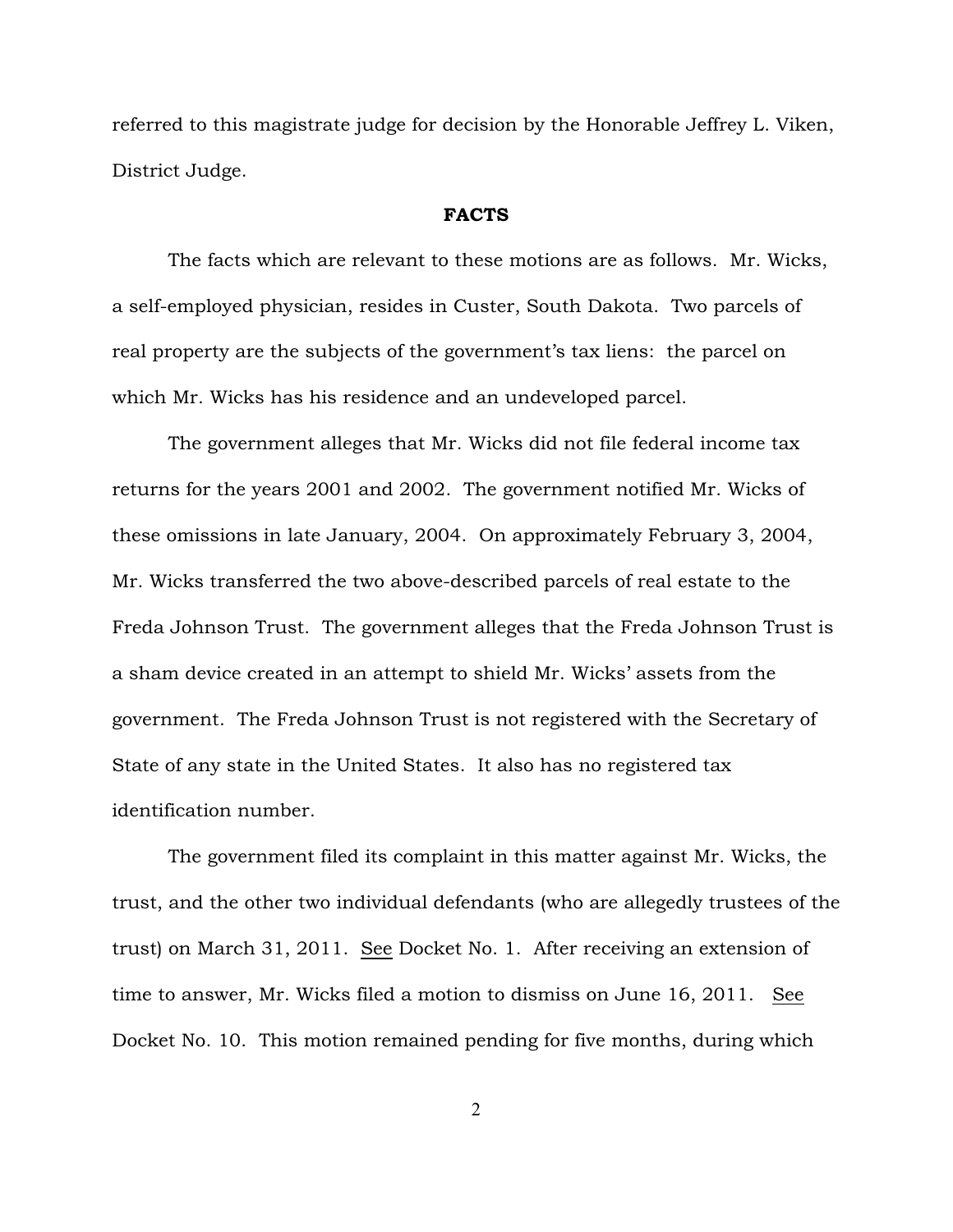referred to this magistrate judge for decision by the Honorable Jeffrey L. Viken, District Judge.

**FACTS**

The facts which are relevant to these motions are as follows. Mr. Wicks, a self-employed physician, resides in Custer, South Dakota. Two parcels of real property are the subjects of the government's tax liens: the parcel on which Mr. Wicks has his residence and an undeveloped parcel.

The government alleges that Mr. Wicks did not file federal income tax returns for the years 2001 and 2002. The government notified Mr. Wicks of these omissions in late January, 2004. On approximately February 3, 2004, Mr. Wicks transferred the two above-described parcels of real estate to the Freda Johnson Trust. The government alleges that the Freda Johnson Trust is a sham device created in an attempt to shield Mr. Wicks' assets from the government. The Freda Johnson Trust is not registered with the Secretary of State of any state in the United States. It also has no registered tax identification number.

The government filed its complaint in this matter against Mr. Wicks, the trust, and the other two individual defendants (who are allegedly trustees of the trust) on March 31, 2011. See Docket No. 1. After receiving an extension of time to answer, Mr. Wicks filed a motion to dismiss on June 16, 2011. See Docket No. 10. This motion remained pending for five months, during which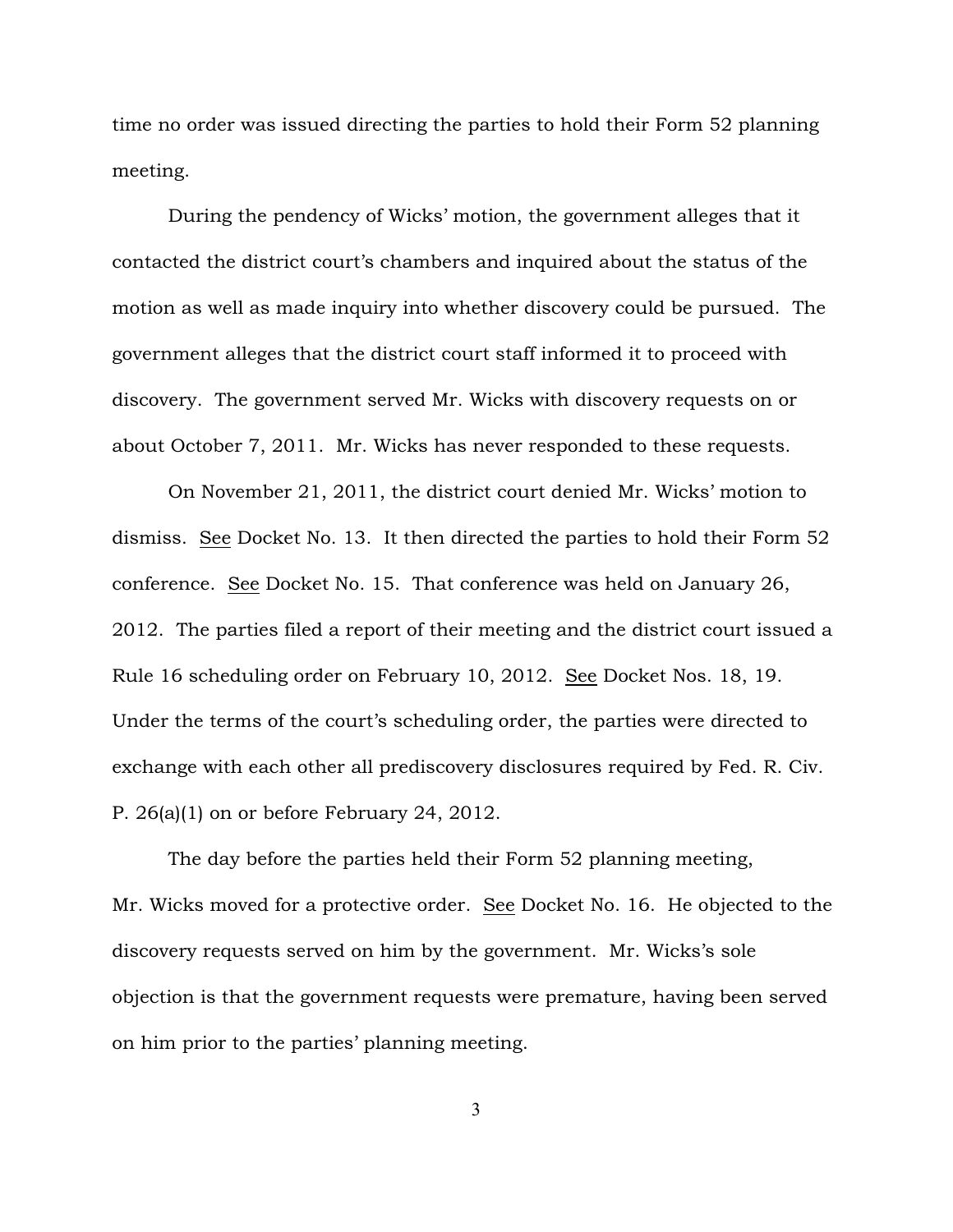time no order was issued directing the parties to hold their Form 52 planning meeting.

During the pendency of Wicks' motion, the government alleges that it contacted the district court's chambers and inquired about the status of the motion as well as made inquiry into whether discovery could be pursued. The government alleges that the district court staff informed it to proceed with discovery. The government served Mr. Wicks with discovery requests on or about October 7, 2011. Mr. Wicks has never responded to these requests.

On November 21, 2011, the district court denied Mr. Wicks' motion to dismiss. See Docket No. 13. It then directed the parties to hold their Form 52 conference. See Docket No. 15. That conference was held on January 26, 2012. The parties filed a report of their meeting and the district court issued a Rule 16 scheduling order on February 10, 2012. See Docket Nos. 18, 19. Under the terms of the court's scheduling order, the parties were directed to exchange with each other all prediscovery disclosures required by Fed. R. Civ. P. 26(a)(1) on or before February 24, 2012.

The day before the parties held their Form 52 planning meeting, Mr. Wicks moved for a protective order. See Docket No. 16. He objected to the discovery requests served on him by the government. Mr. Wicks's sole objection is that the government requests were premature, having been served on him prior to the parties' planning meeting.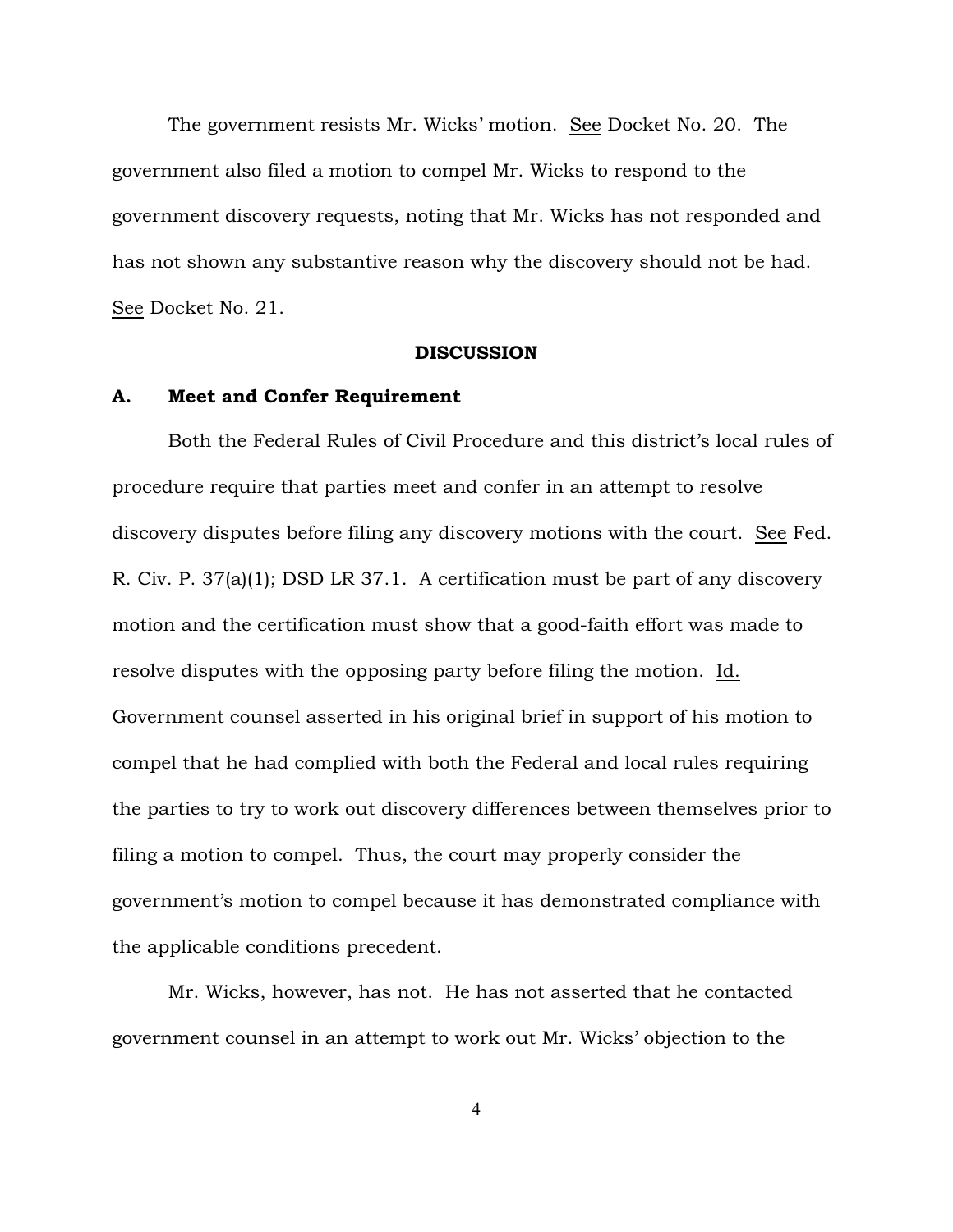The government resists Mr. Wicks' motion. See Docket No. 20. The government also filed a motion to compel Mr. Wicks to respond to the government discovery requests, noting that Mr. Wicks has not responded and has not shown any substantive reason why the discovery should not be had. See Docket No. 21.

## DISCUSSION

### A. Meet and Confer Requirement

Both the Federal Rules of Civil Procedure and this district's local rules of procedure require that parties meet and confer in an attempt to resolve discovery disputes before filing any discovery motions with the court. See Fed. R. Civ. P. 37(a)(1); DSD LR 37.1. A certification must be part of any discovery motion and the certification must show that a good-faith effort was made to resolve disputes with the opposing party before filing the motion. Id. Government counsel asserted in his original brief in support of his motion to compel that he had complied with both the Federal and local rules requiring the parties to try to work out discovery differences between themselves prior to filing a motion to compel. Thus, the court may properly consider the government's motion to compel because it has demonstrated compliance with the applicable conditions precedent.

Mr. Wicks, however, has not. He has not asserted that he contacted government counsel in an attempt to work out Mr. Wicks' objection to the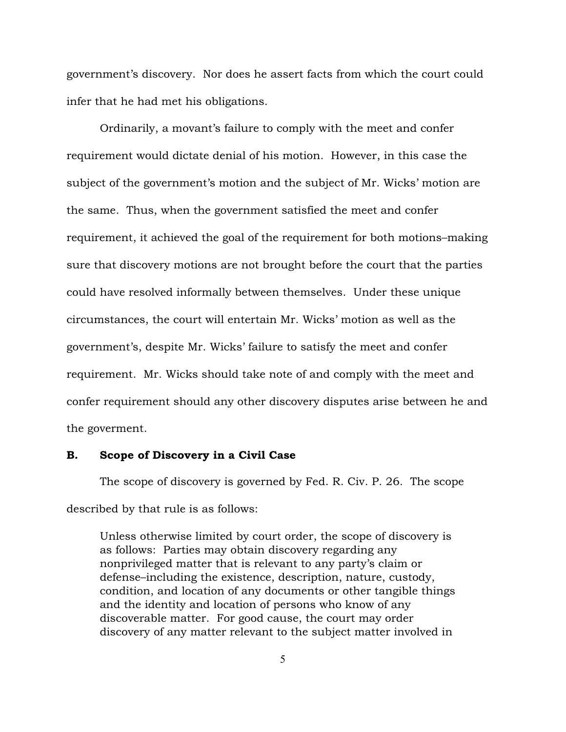government's discovery. Nor does he assert facts from which the court could infer that he had met his obligations.

Ordinarily, a movant's failure to comply with the meet and confer requirement would dictate denial of his motion. However, in this case the subject of the government's motion and the subject of Mr. Wicks' motion are the same. Thus, when the government satisfied the meet and confer requirement, it achieved the goal of the requirement for both motions–making sure that discovery motions are not brought before the court that the parties could have resolved informally between themselves. Under these unique circumstances, the court will entertain Mr. Wicks' motion as well as the government's, despite Mr. Wicks' failure to satisfy the meet and confer requirement. Mr. Wicks should take note of and comply with the meet and confer requirement should any other discovery disputes arise between he and the goverment.

### B. Scope of Discovery in a Civil Case

The scope of discovery is governed by Fed. R. Civ. P. 26. The scope described by that rule is as follows:

> Unless otherwise limited by court order, the scope of discovery is as follows: Parties may obtain discovery regarding any nonprivileged matter that is relevant to any party's claim or defense–including the existence, description, nature, custody, condition, and location of any documents or other tangible things and the identity and location of persons who know of any discoverable matter. For good cause, the court may order discovery of any matter relevant to the subject matter involved in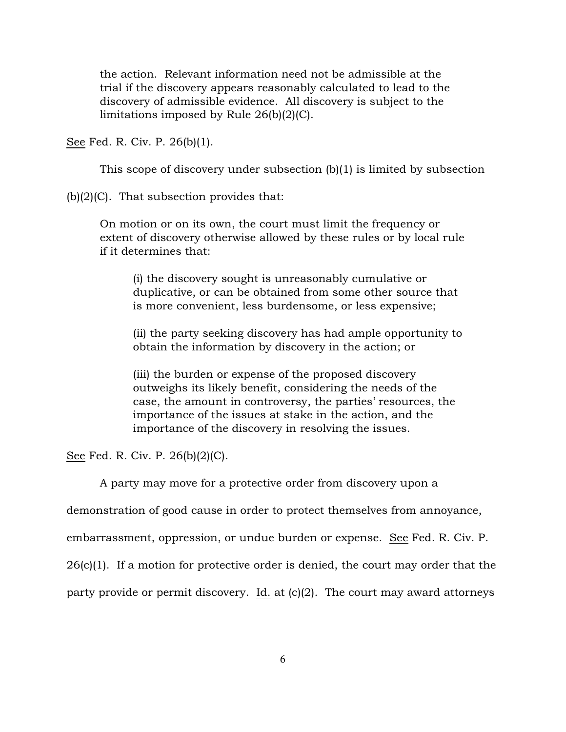> the action. Relevant information need not be admissible at the trial if the discovery appears reasonably calculated to lead to the discovery of admissible evidence. All discovery is subject to the limitations imposed by Rule 26(b)(2)(C).

See Fed. R. Civ. P. 26(b)(1).

This scope of discovery under subsection (b)(1) is limited by subsection (b)(2)(C). That subsection provides that:

> On motion or on its own, the court must limit the frequency or extent of discovery otherwise allowed by these rules or by local rule if it determines that:
>
> > (i) the discovery sought is unreasonably cumulative or duplicative, or can be obtained from some other source that is more convenient, less burdensome, or less expensive;
> >
> > (ii) the party seeking discovery has had ample opportunity to obtain the information by discovery in the action; or
> >
> > (iii) the burden or expense of the proposed discovery outweighs its likely benefit, considering the needs of the case, the amount in controversy, the parties' resources, the importance of the issues at stake in the action, and the importance of the discovery in resolving the issues.

See Fed. R. Civ. P. 26(b)(2)(C).

A party may move for a protective order from discovery upon a demonstration of good cause in order to protect themselves from annoyance, embarrassment, oppression, or undue burden or expense. See Fed. R. Civ. P. 26(c)(1). If a motion for protective order is denied, the court may order that the party provide or permit discovery. Id. at (c)(2). The court may award attorneys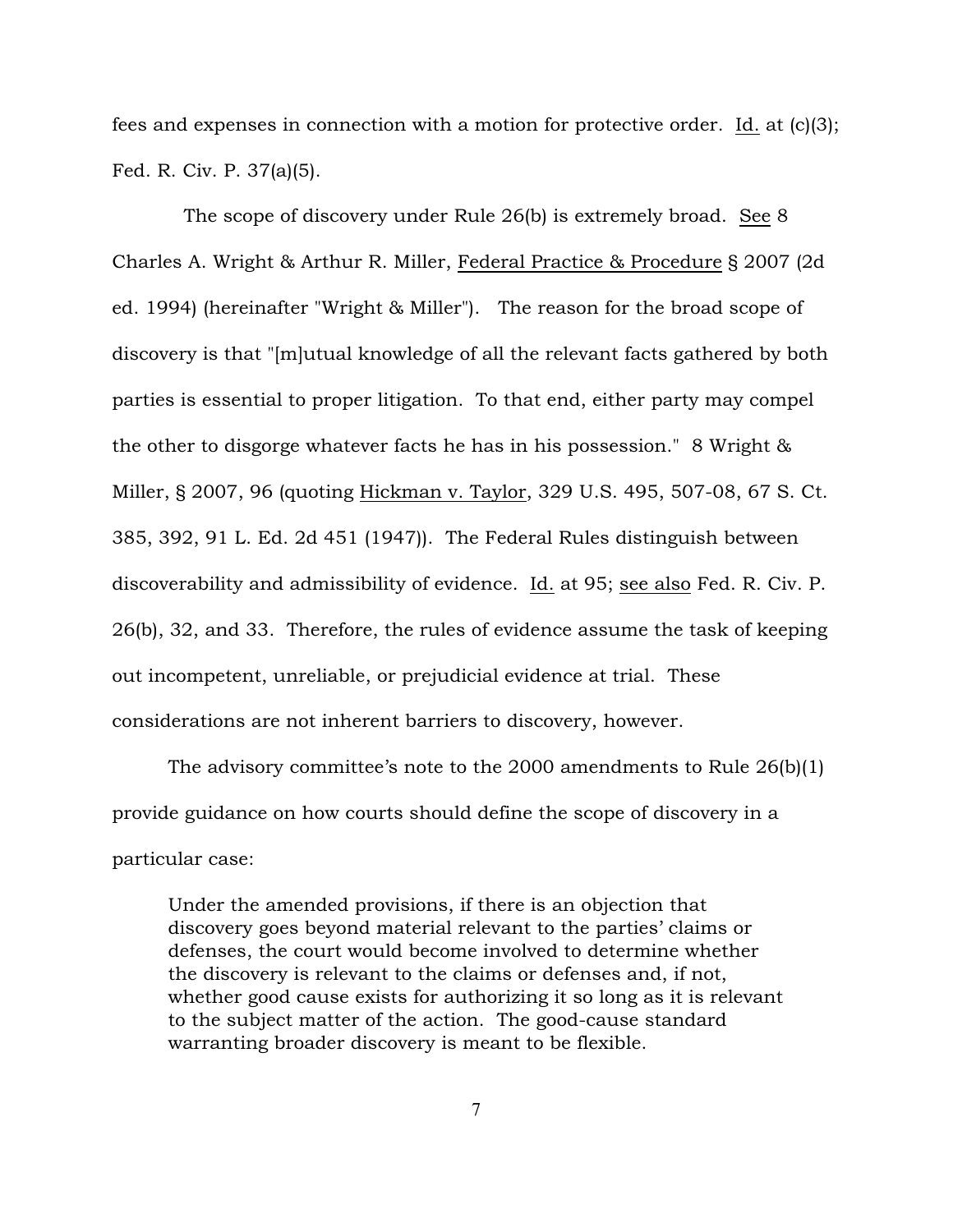fees and expenses in connection with a motion for protective order. Id. at (c)(3); Fed. R. Civ. P. 37(a)(5).

The scope of discovery under Rule 26(b) is extremely broad. See 8 Charles A. Wright & Arthur R. Miller, Federal Practice & Procedure § 2007 (2d ed. 1994) (hereinafter "Wright & Miller"). The reason for the broad scope of discovery is that "[m]utual knowledge of all the relevant facts gathered by both parties is essential to proper litigation. To that end, either party may compel the other to disgorge whatever facts he has in his possession." 8 Wright & Miller, § 2007, 96 (quoting Hickman v. Taylor, 329 U.S. 495, 507-08, 67 S. Ct. 385, 392, 91 L. Ed. 2d 451 (1947)). The Federal Rules distinguish between discoverability and admissibility of evidence. Id. at 95; see also Fed. R. Civ. P. 26(b), 32, and 33. Therefore, the rules of evidence assume the task of keeping out incompetent, unreliable, or prejudicial evidence at trial. These considerations are not inherent barriers to discovery, however.

The advisory committee's note to the 2000 amendments to Rule 26(b)(1) provide guidance on how courts should define the scope of discovery in a particular case:

> Under the amended provisions, if there is an objection that discovery goes beyond material relevant to the parties' claims or defenses, the court would become involved to determine whether the discovery is relevant to the claims or defenses and, if not, whether good cause exists for authorizing it so long as it is relevant to the subject matter of the action. The good-cause standard warranting broader discovery is meant to be flexible.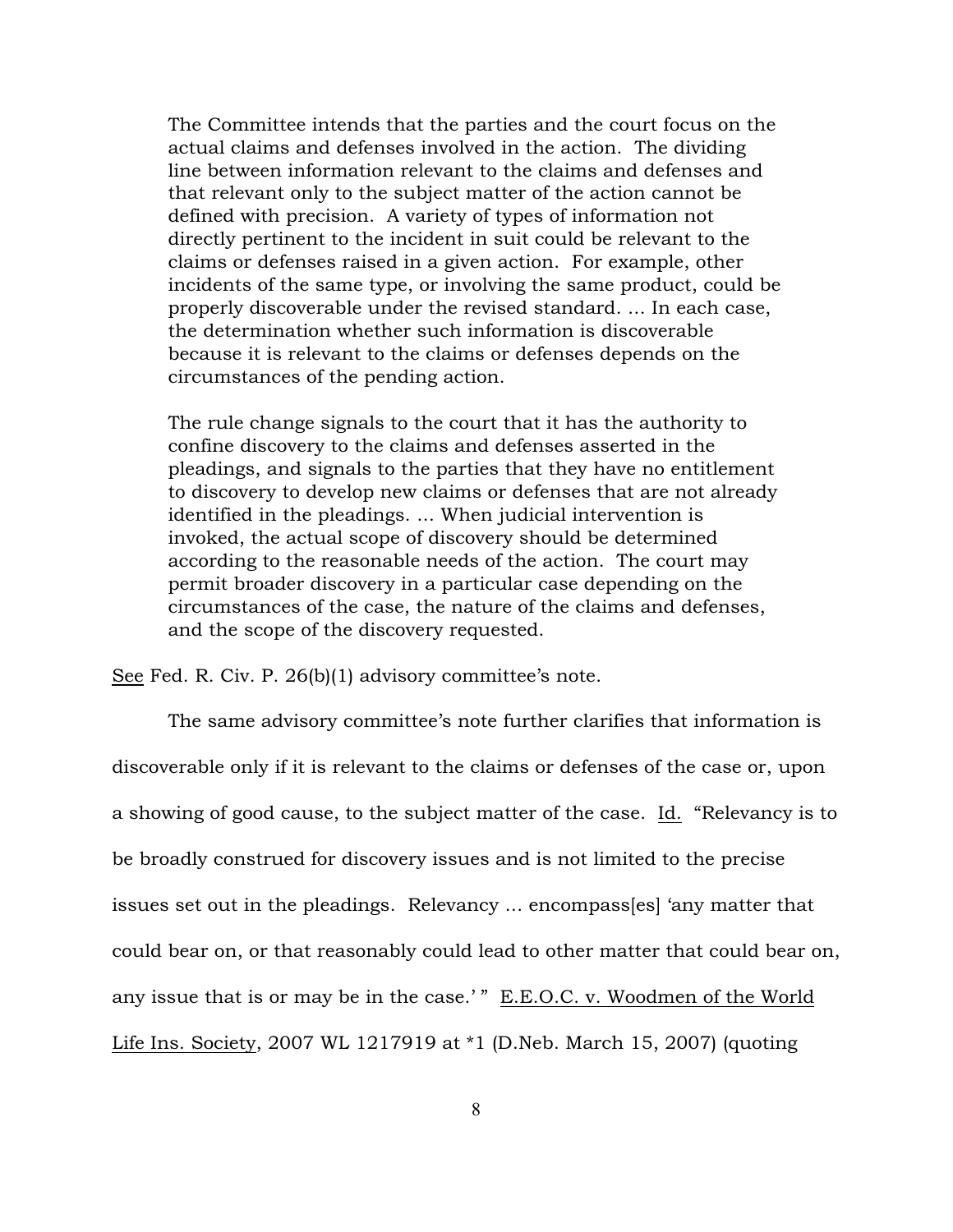> The Committee intends that the parties and the court focus on the actual claims and defenses involved in the action. The dividing line between information relevant to the claims and defenses and that relevant only to the subject matter of the action cannot be defined with precision. A variety of types of information not directly pertinent to the incident in suit could be relevant to the claims or defenses raised in a given action. For example, other incidents of the same type, or involving the same product, could be properly discoverable under the revised standard. ... In each case, the determination whether such information is discoverable because it is relevant to the claims or defenses depends on the circumstances of the pending action.
>
> The rule change signals to the court that it has the authority to confine discovery to the claims and defenses asserted in the pleadings, and signals to the parties that they have no entitlement to discovery to develop new claims or defenses that are not already identified in the pleadings. ... When judicial intervention is invoked, the actual scope of discovery should be determined according to the reasonable needs of the action. The court may permit broader discovery in a particular case depending on the circumstances of the case, the nature of the claims and defenses, and the scope of the discovery requested.

See Fed. R. Civ. P. 26(b)(1) advisory committee's note.

The same advisory committee's note further clarifies that information is discoverable only if it is relevant to the claims or defenses of the case or, upon a showing of good cause, to the subject matter of the case. Id. "Relevancy is to be broadly construed for discovery issues and is not limited to the precise issues set out in the pleadings. Relevancy ... encompass[es] 'any matter that could bear on, or that reasonably could lead to other matter that could bear on, any issue that is or may be in the case.' " E.E.O.C. v. Woodmen of the World Life Ins. Society, 2007 WL 1217919 at *1 (D.Neb. March 15, 2007) (quoting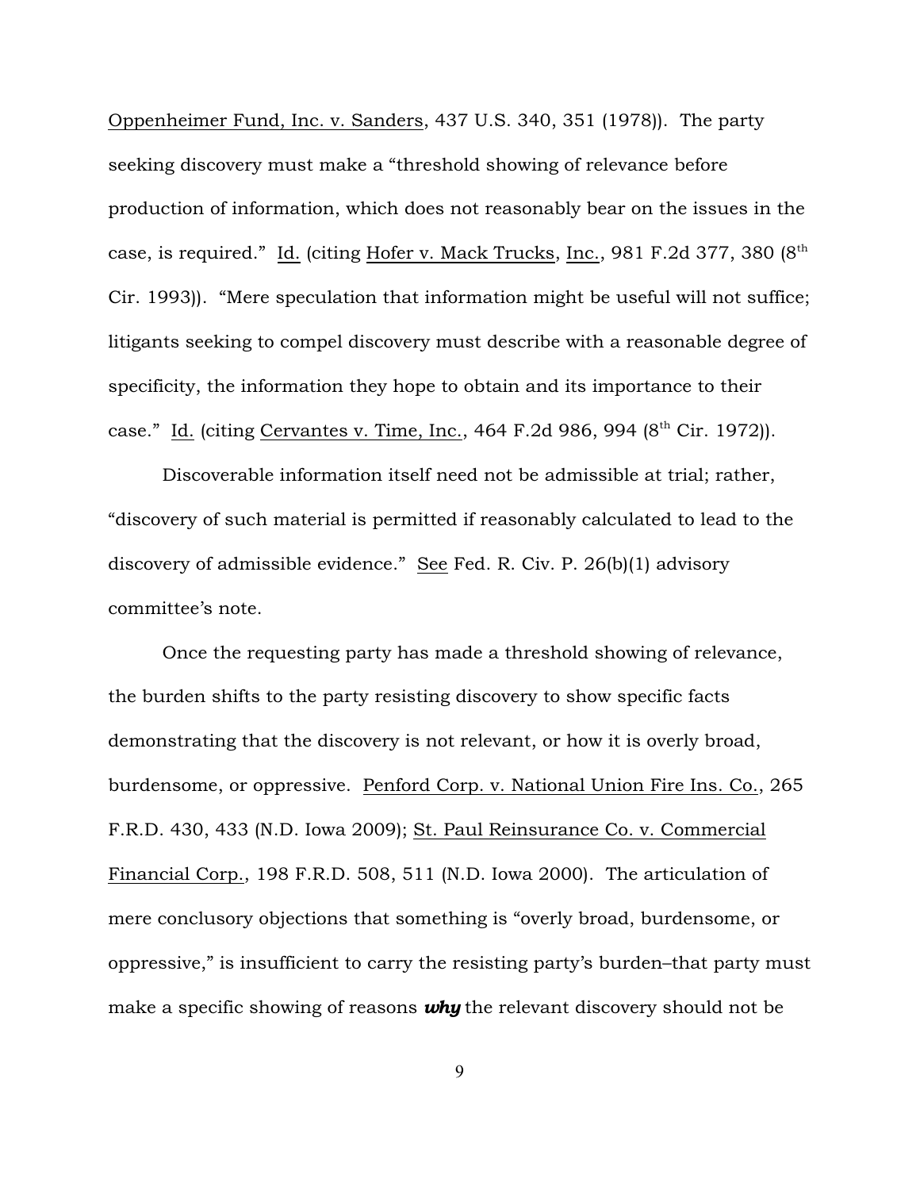Oppenheimer Fund, Inc. v. Sanders, 437 U.S. 340, 351 (1978)). The party seeking discovery must make a "threshold showing of relevance before production of information, which does not reasonably bear on the issues in the case, is required." Id. (citing Hofer v. Mack Trucks, Inc., 981 F.2d 377, 380 (8th Cir. 1993)). "Mere speculation that information might be useful will not suffice; litigants seeking to compel discovery must describe with a reasonable degree of specificity, the information they hope to obtain and its importance to their case." Id. (citing Cervantes v. Time, Inc., 464 F.2d 986, 994 (8th Cir. 1972)).

Discoverable information itself need not be admissible at trial; rather, "discovery of such material is permitted if reasonably calculated to lead to the discovery of admissible evidence." See Fed. R. Civ. P. 26(b)(1) advisory committee's note.

Once the requesting party has made a threshold showing of relevance, the burden shifts to the party resisting discovery to show specific facts demonstrating that the discovery is not relevant, or how it is overly broad, burdensome, or oppressive. Penford Corp. v. National Union Fire Ins. Co., 265 F.R.D. 430, 433 (N.D. Iowa 2009); St. Paul Reinsurance Co. v. Commercial Financial Corp., 198 F.R.D. 508, 511 (N.D. Iowa 2000). The articulation of mere conclusory objections that something is "overly broad, burdensome, or oppressive," is insufficient to carry the resisting party's burden–that party must make a specific showing of reasons ***why*** the relevant discovery should not be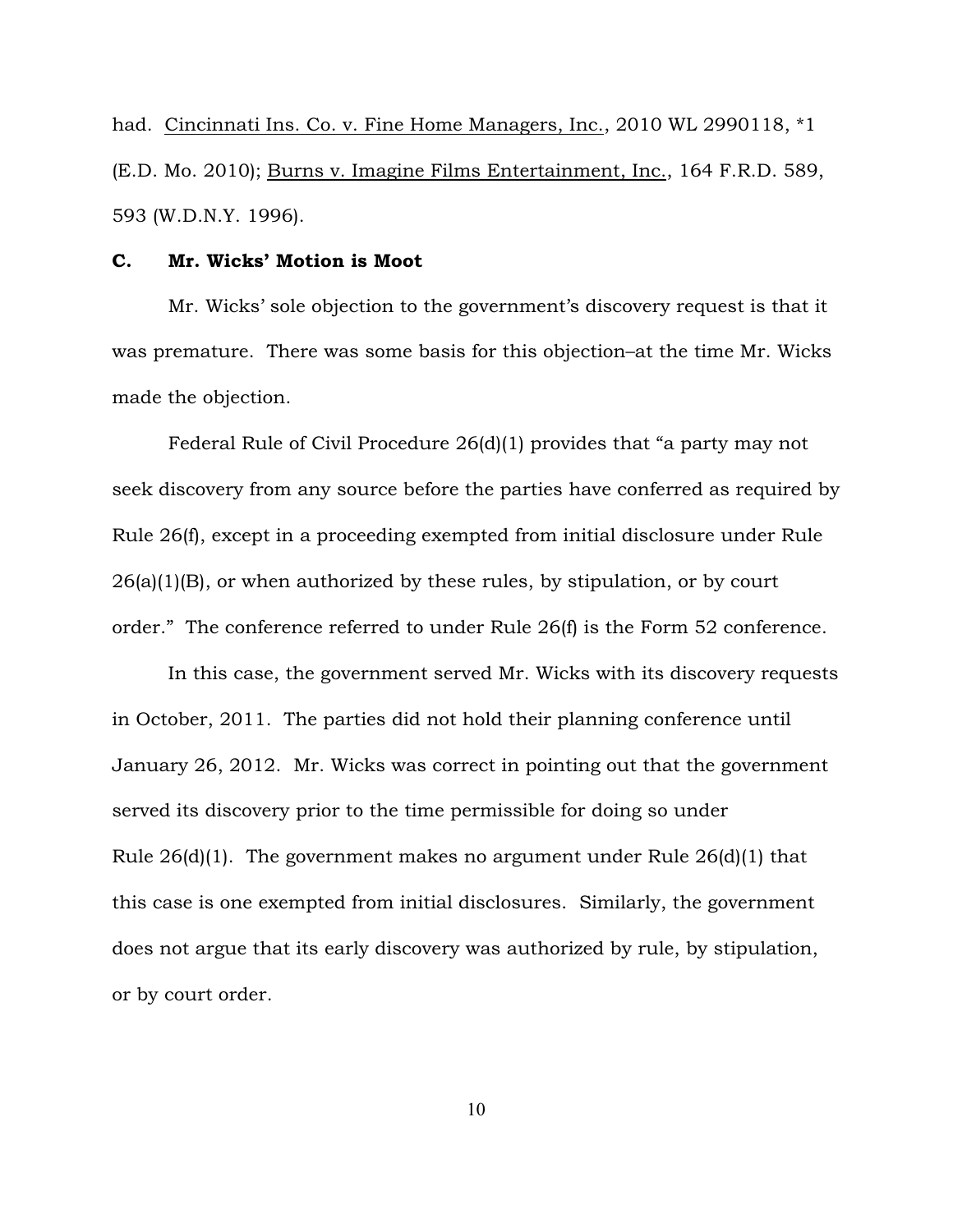had. Cincinnati Ins. Co. v. Fine Home Managers, Inc., 2010 WL 2990118, *1 (E.D. Mo. 2010); Burns v. Imagine Films Entertainment, Inc., 164 F.R.D. 589, 593 (W.D.N.Y. 1996).

### C. Mr. Wicks' Motion is Moot

Mr. Wicks' sole objection to the government's discovery request is that it was premature. There was some basis for this objection–at the time Mr. Wicks made the objection.

Federal Rule of Civil Procedure 26(d)(1) provides that "a party may not seek discovery from any source before the parties have conferred as required by Rule 26(f), except in a proceeding exempted from initial disclosure under Rule 26(a)(1)(B), or when authorized by these rules, by stipulation, or by court order." The conference referred to under Rule 26(f) is the Form 52 conference.

In this case, the government served Mr. Wicks with its discovery requests in October, 2011. The parties did not hold their planning conference until January 26, 2012. Mr. Wicks was correct in pointing out that the government served its discovery prior to the time permissible for doing so under Rule 26(d)(1). The government makes no argument under Rule 26(d)(1) that this case is one exempted from initial disclosures. Similarly, the government does not argue that its early discovery was authorized by rule, by stipulation, or by court order.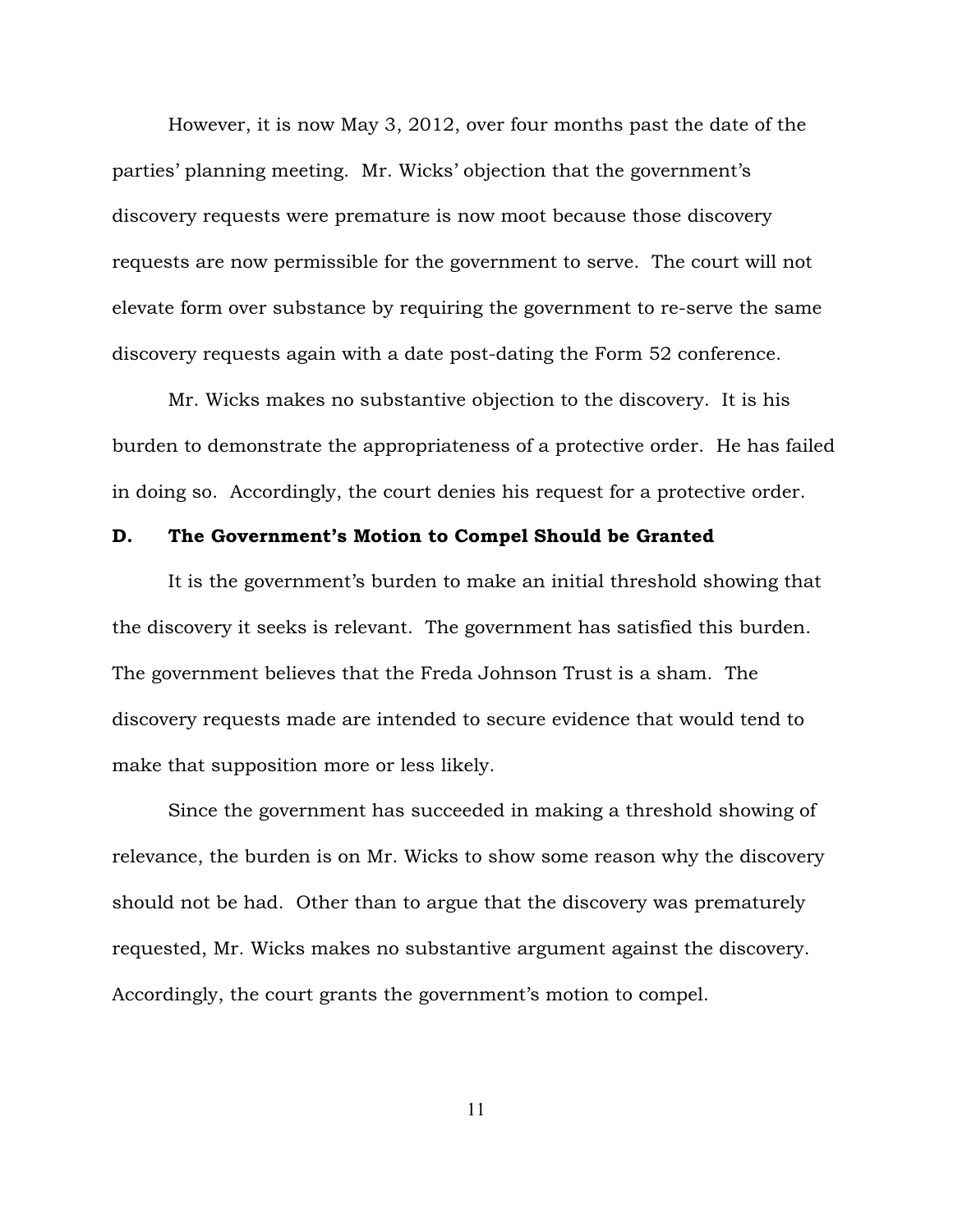However, it is now May 3, 2012, over four months past the date of the parties' planning meeting. Mr. Wicks' objection that the government's discovery requests were premature is now moot because those discovery requests are now permissible for the government to serve. The court will not elevate form over substance by requiring the government to re-serve the same discovery requests again with a date post-dating the Form 52 conference.

Mr. Wicks makes no substantive objection to the discovery. It is his burden to demonstrate the appropriateness of a protective order. He has failed in doing so. Accordingly, the court denies his request for a protective order.

**D. The Government's Motion to Compel Should be Granted**

It is the government's burden to make an initial threshold showing that the discovery it seeks is relevant. The government has satisfied this burden. The government believes that the Freda Johnson Trust is a sham. The discovery requests made are intended to secure evidence that would tend to make that supposition more or less likely.

Since the government has succeeded in making a threshold showing of relevance, the burden is on Mr. Wicks to show some reason why the discovery should not be had. Other than to argue that the discovery was prematurely requested, Mr. Wicks makes no substantive argument against the discovery. Accordingly, the court grants the government's motion to compel.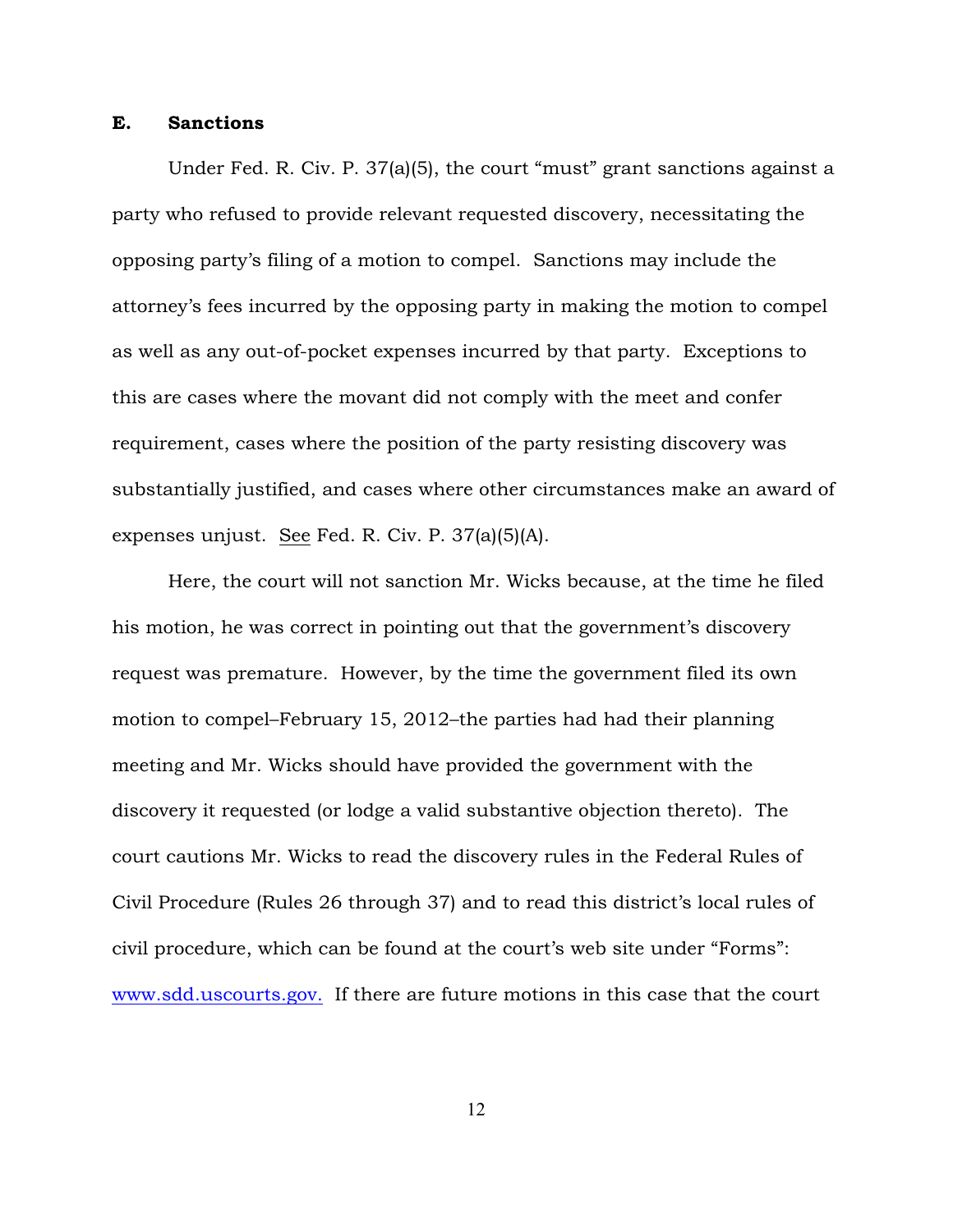### E. Sanctions

Under Fed. R. Civ. P. 37(a)(5), the court "must" grant sanctions against a party who refused to provide relevant requested discovery, necessitating the opposing party's filing of a motion to compel. Sanctions may include the attorney's fees incurred by the opposing party in making the motion to compel as well as any out-of-pocket expenses incurred by that party. Exceptions to this are cases where the movant did not comply with the meet and confer requirement, cases where the position of the party resisting discovery was substantially justified, and cases where other circumstances make an award of expenses unjust. See Fed. R. Civ. P. 37(a)(5)(A).

Here, the court will not sanction Mr. Wicks because, at the time he filed his motion, he was correct in pointing out that the government's discovery request was premature. However, by the time the government filed its own motion to compel–February 15, 2012–the parties had had their planning meeting and Mr. Wicks should have provided the government with the discovery it requested (or lodge a valid substantive objection thereto). The court cautions Mr. Wicks to read the discovery rules in the Federal Rules of Civil Procedure (Rules 26 through 37) and to read this district's local rules of civil procedure, which can be found at the court's web site under "Forms": www.sdd.uscourts.gov. If there are future motions in this case that the court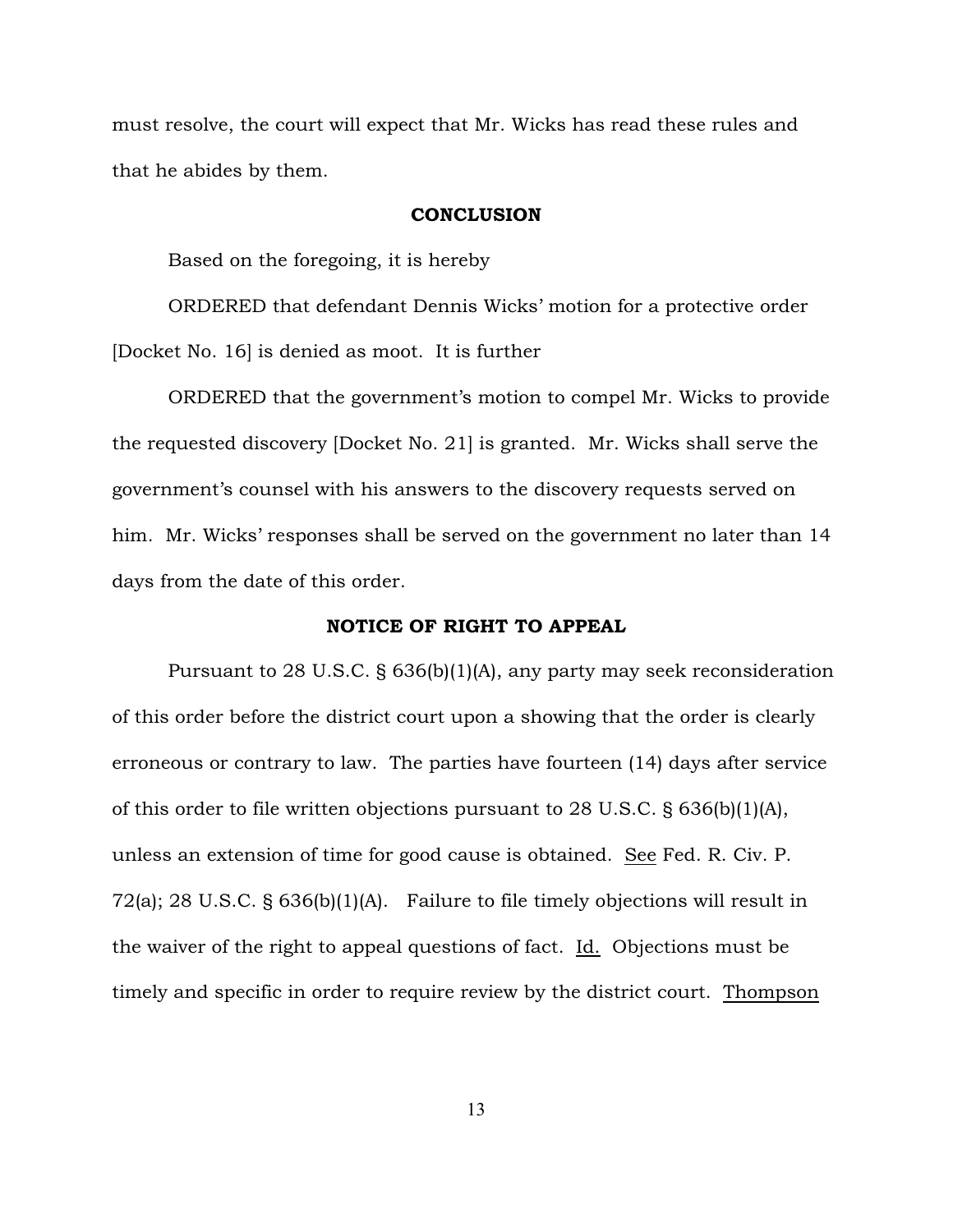must resolve, the court will expect that Mr. Wicks has read these rules and that he abides by them.

## CONCLUSION

Based on the foregoing, it is hereby

ORDERED that defendant Dennis Wicks' motion for a protective order [Docket No. 16] is denied as moot. It is further

ORDERED that the government's motion to compel Mr. Wicks to provide the requested discovery [Docket No. 21] is granted. Mr. Wicks shall serve the government's counsel with his answers to the discovery requests served on him. Mr. Wicks' responses shall be served on the government no later than 14 days from the date of this order.

## NOTICE OF RIGHT TO APPEAL

Pursuant to 28 U.S.C. § 636(b)(1)(A), any party may seek reconsideration of this order before the district court upon a showing that the order is clearly erroneous or contrary to law. The parties have fourteen (14) days after service of this order to file written objections pursuant to 28 U.S.C. § 636(b)(1)(A), unless an extension of time for good cause is obtained. See Fed. R. Civ. P. 72(a); 28 U.S.C. § 636(b)(1)(A). Failure to file timely objections will result in the waiver of the right to appeal questions of fact. Id. Objections must be timely and specific in order to require review by the district court. Thompson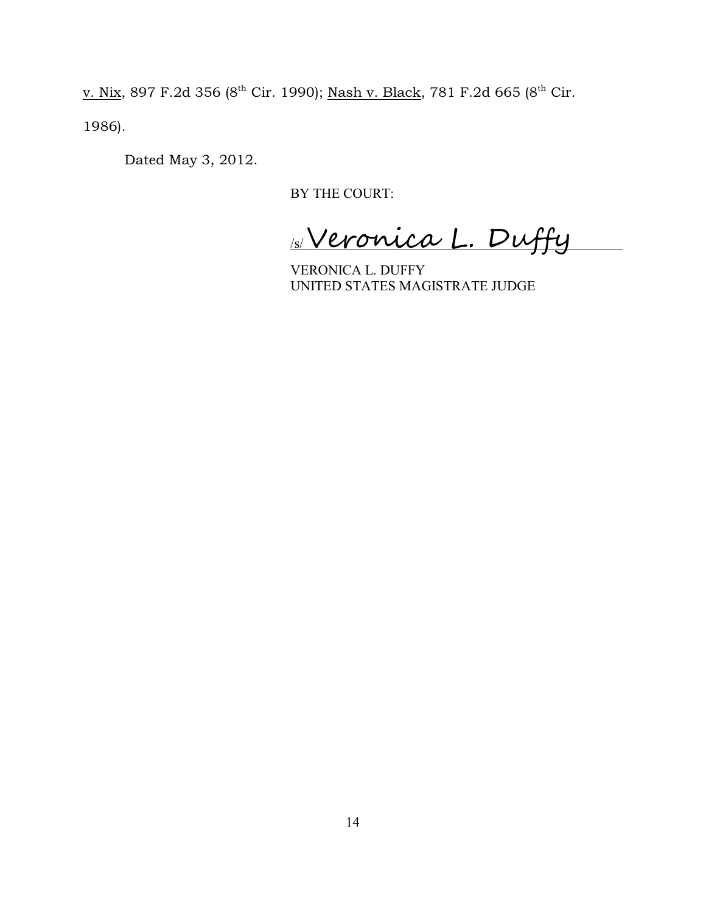v. Nix, 897 F.2d 356 (8th Cir. 1990); Nash v. Black, 781 F.2d 665 (8th Cir. 1986).

Dated May 3, 2012.

BY THE COURT:

/s/ Veronica L. Duffy

VERONICA L. DUFFY
UNITED STATES MAGISTRATE JUDGE